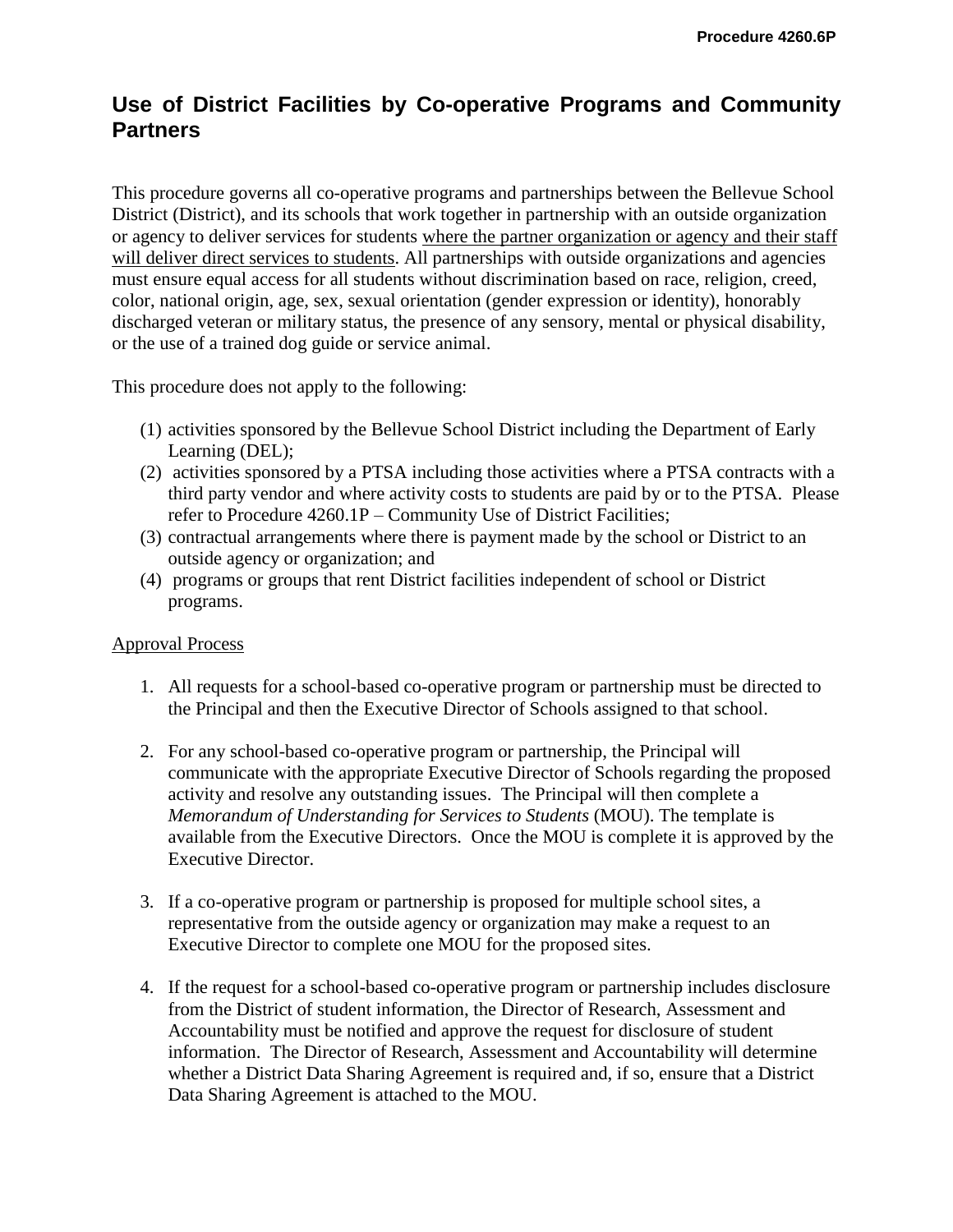# Use of District Facilities by Co-operative Programs and Community Partners

This procedure governs all co-operative programs and partnerships between the Bellevue School District (District), and its schools that work together in partnership with an outside organization or agency to deliver services for students <u>where the partner organization or agency and their staff will deliver direct services to students</u>. All partnerships with outside organizations and agencies must ensure equal access for all students without discrimination based on race, religion, creed, color, national origin, age, sex, sexual orientation (gender expression or identity), honorably discharged veteran or military status, the presence of any sensory, mental or physical disability, or the use of a trained dog guide or service animal.

This procedure does not apply to the following:

(1) activities sponsored by the Bellevue School District including the Department of Early Learning (DEL);
(2) activities sponsored by a PTSA including those activities where a PTSA contracts with a third party vendor and where activity costs to students are paid by or to the PTSA. Please refer to Procedure 4260.1P – Community Use of District Facilities;
(3) contractual arrangements where there is payment made by the school or District to an outside agency or organization; and
(4) programs or groups that rent District facilities independent of school or District programs.

<u>Approval Process</u>

1. All requests for a school-based co-operative program or partnership must be directed to the Principal and then the Executive Director of Schools assigned to that school.

2. For any school-based co-operative program or partnership, the Principal will communicate with the appropriate Executive Director of Schools regarding the proposed activity and resolve any outstanding issues. The Principal will then complete a *Memorandum of Understanding for Services to Students* (MOU). The template is available from the Executive Directors. Once the MOU is complete it is approved by the Executive Director.

3. If a co-operative program or partnership is proposed for multiple school sites, a representative from the outside agency or organization may make a request to an Executive Director to complete one MOU for the proposed sites.

4. If the request for a school-based co-operative program or partnership includes disclosure from the District of student information, the Director of Research, Assessment and Accountability must be notified and approve the request for disclosure of student information. The Director of Research, Assessment and Accountability will determine whether a District Data Sharing Agreement is required and, if so, ensure that a District Data Sharing Agreement is attached to the MOU.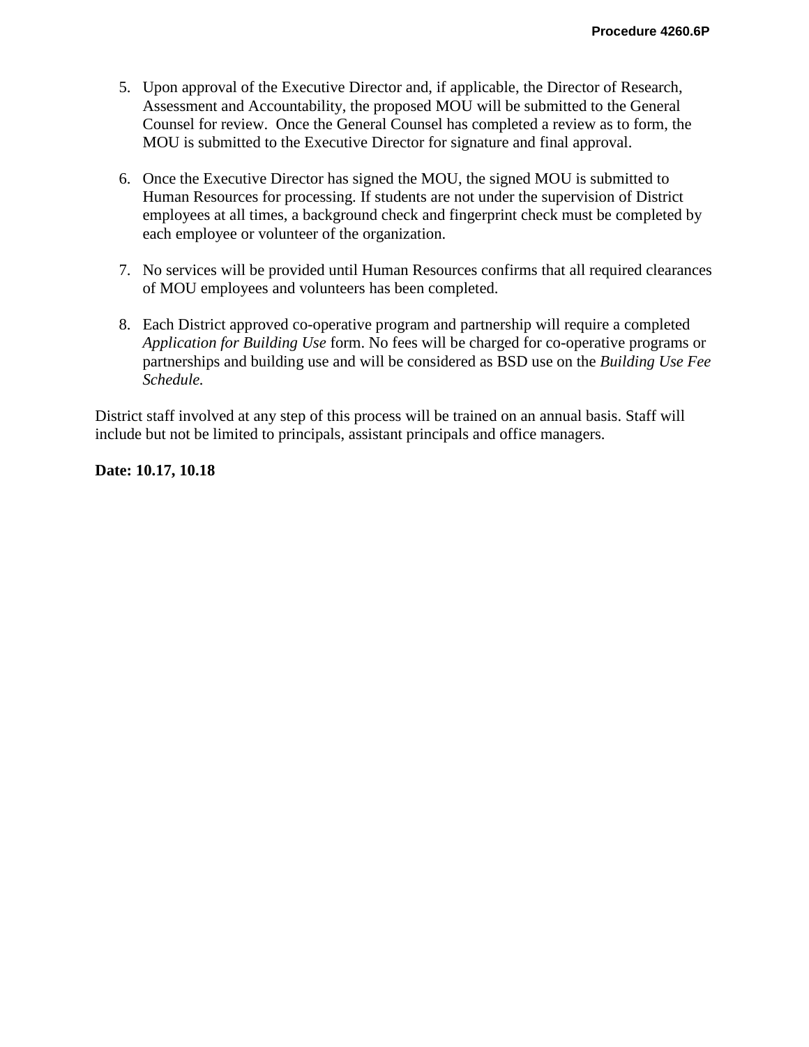5. Upon approval of the Executive Director and, if applicable, the Director of Research, Assessment and Accountability, the proposed MOU will be submitted to the General Counsel for review. Once the General Counsel has completed a review as to form, the MOU is submitted to the Executive Director for signature and final approval.

6. Once the Executive Director has signed the MOU, the signed MOU is submitted to Human Resources for processing. If students are not under the supervision of District employees at all times, a background check and fingerprint check must be completed by each employee or volunteer of the organization.

7. No services will be provided until Human Resources confirms that all required clearances of MOU employees and volunteers has been completed.

8. Each District approved co-operative program and partnership will require a completed *Application for Building Use* form. No fees will be charged for co-operative programs or partnerships and building use and will be considered as BSD use on the *Building Use Fee Schedule.*

District staff involved at any step of this process will be trained on an annual basis. Staff will include but not be limited to principals, assistant principals and office managers.

**Date: 10.17, 10.18**